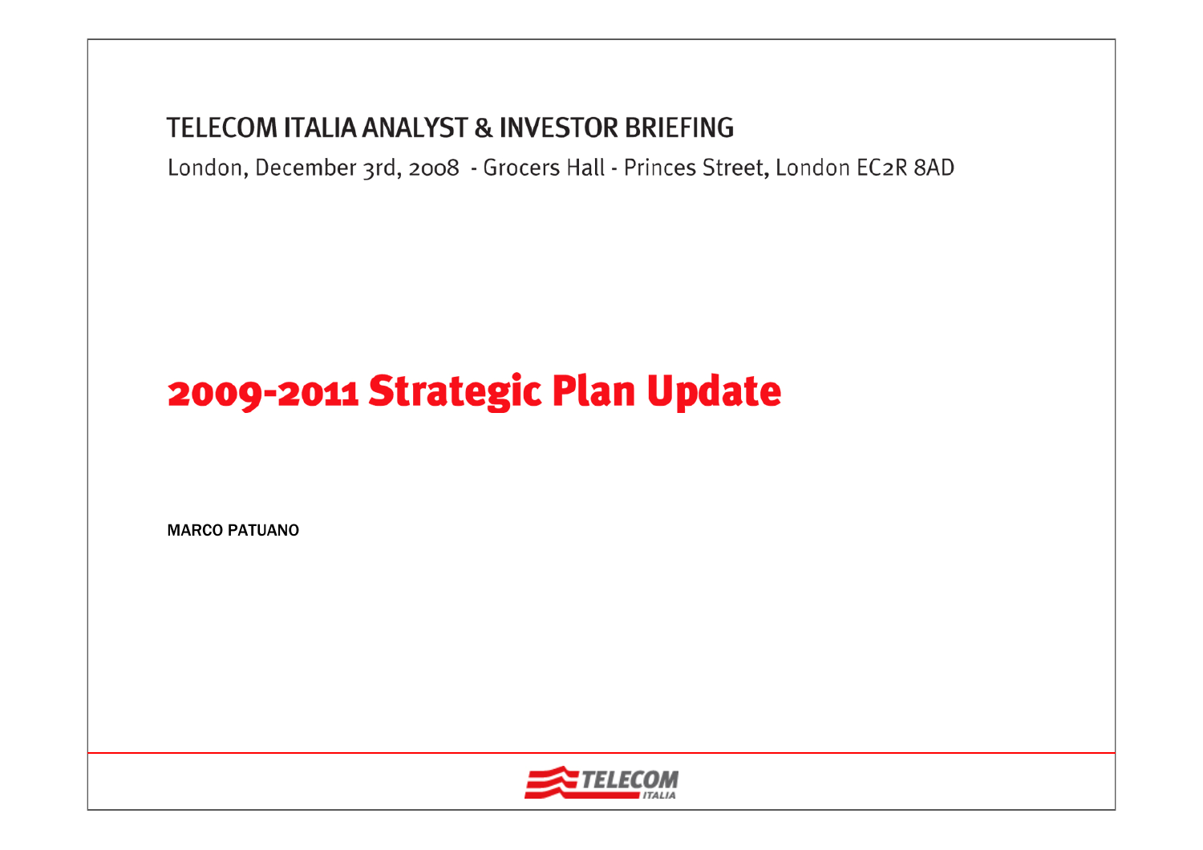TELECOM ITALIA ANALYST & INVESTOR BRIEFING

London, December 3rd, 2008 - Grocers Hall - Princes Street, London EC2R 8AD

# 2009-2011 Strategic Plan Update

**MARCO PATUANO**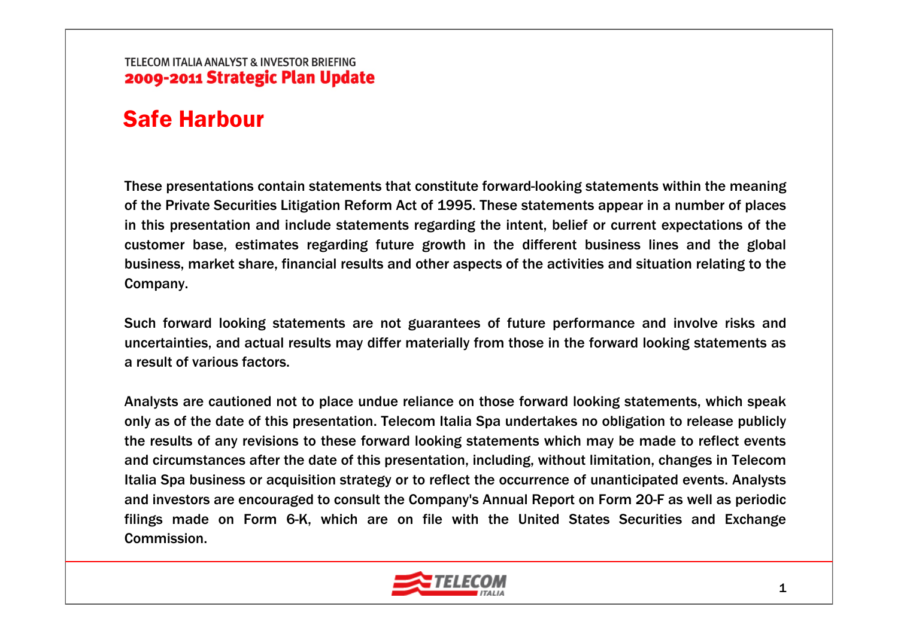# Safe Harbour

These presentations contain statements that constitute forward-looking statements within the meaning of the Private Securities Litigation Reform Act of 1995. These statements appear in a number of places in this presentation and include statements regarding the intent, belief or current expectations of the customer base, estimates regarding future growth in the different business lines and the global business, market share, financial results and other aspects of the activities and situation relating to the Company.

Such forward looking statements are not guarantees of future performance and involve risks and uncertainties, and actual results may differ materially from those in the forward looking statements as a result of various factors.

Analysts are cautioned not to place undue reliance on those forward looking statements, which speak only as of the date of this presentation. Telecom Italia Spa undertakes no obligation to release publicly the results of any revisions to these forward looking statements which may be made to reflect events and circumstances after the date of this presentation, including, without limitation, changes in Telecom Italia Spa business or acquisition strategy or to reflect the occurrence of unanticipated events. Analysts and investors are encouraged to consult the Company's Annual Report on Form 20-F as well as periodic filings made on Form 6-K, which are on file with the United States Securities and Exchange Commission.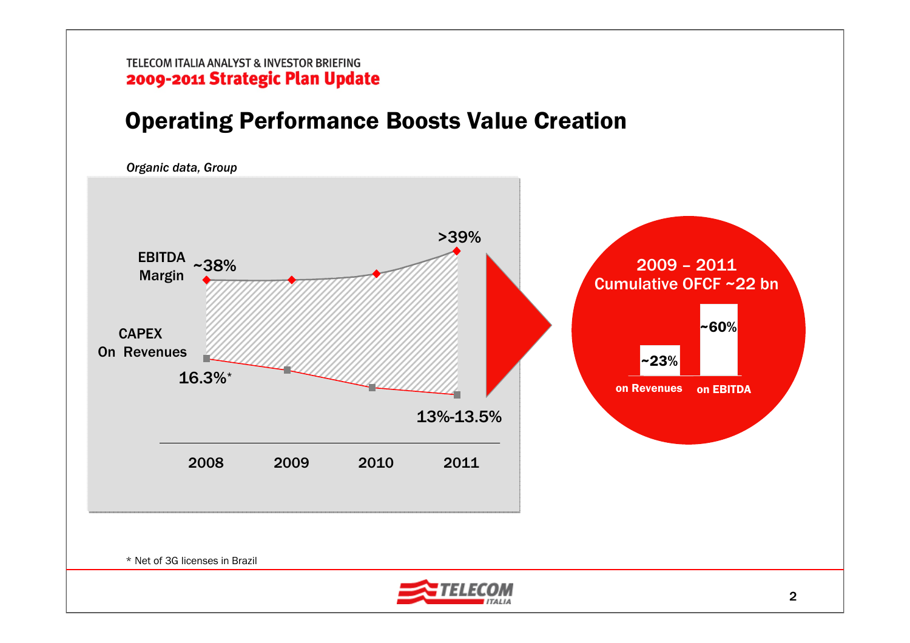TELECOM ITALIA ANALYST & INVESTOR BRIEFING

**2009-2011 Strategic Plan Update**

# Operating Performance Boosts Value Creation

*Organic data, Group*

EBITDA Margin: ~38% (2008) → >39% (2011)

CAPEX On Revenues: 16.3%* (2008) → 13%-13.5% (2011)

2008 | 2009 | 2010 | 2011

**2009 – 2011 Cumulative OFCF ~22 bn**

- ~23% on Revenues
- ~60% on EBITDA

\* Net of 3G licenses in Brazil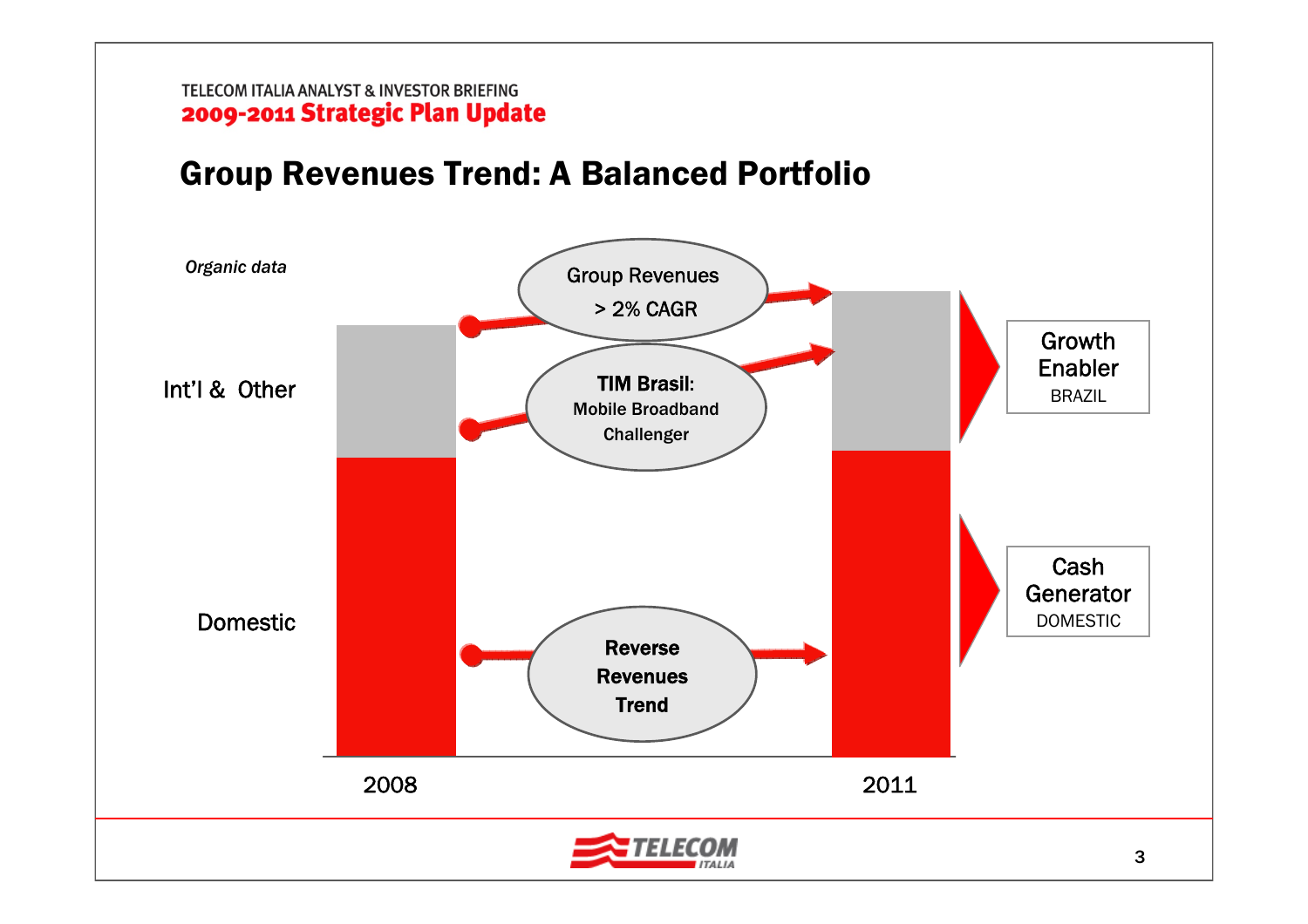TELECOM ITALIA ANALYST & INVESTOR BRIEFING

**2009-2011 Strategic Plan Update**

# Group Revenues Trend: A Balanced Portfolio

*Organic data*

Int'l & Other

Domestic

Group Revenues > 2% CAGR

**TIM Brasil:** Mobile Broadband Challenger

**Reverse Revenues Trend**

2008

2011

Growth Enabler BRAZIL

Cash Generator DOMESTIC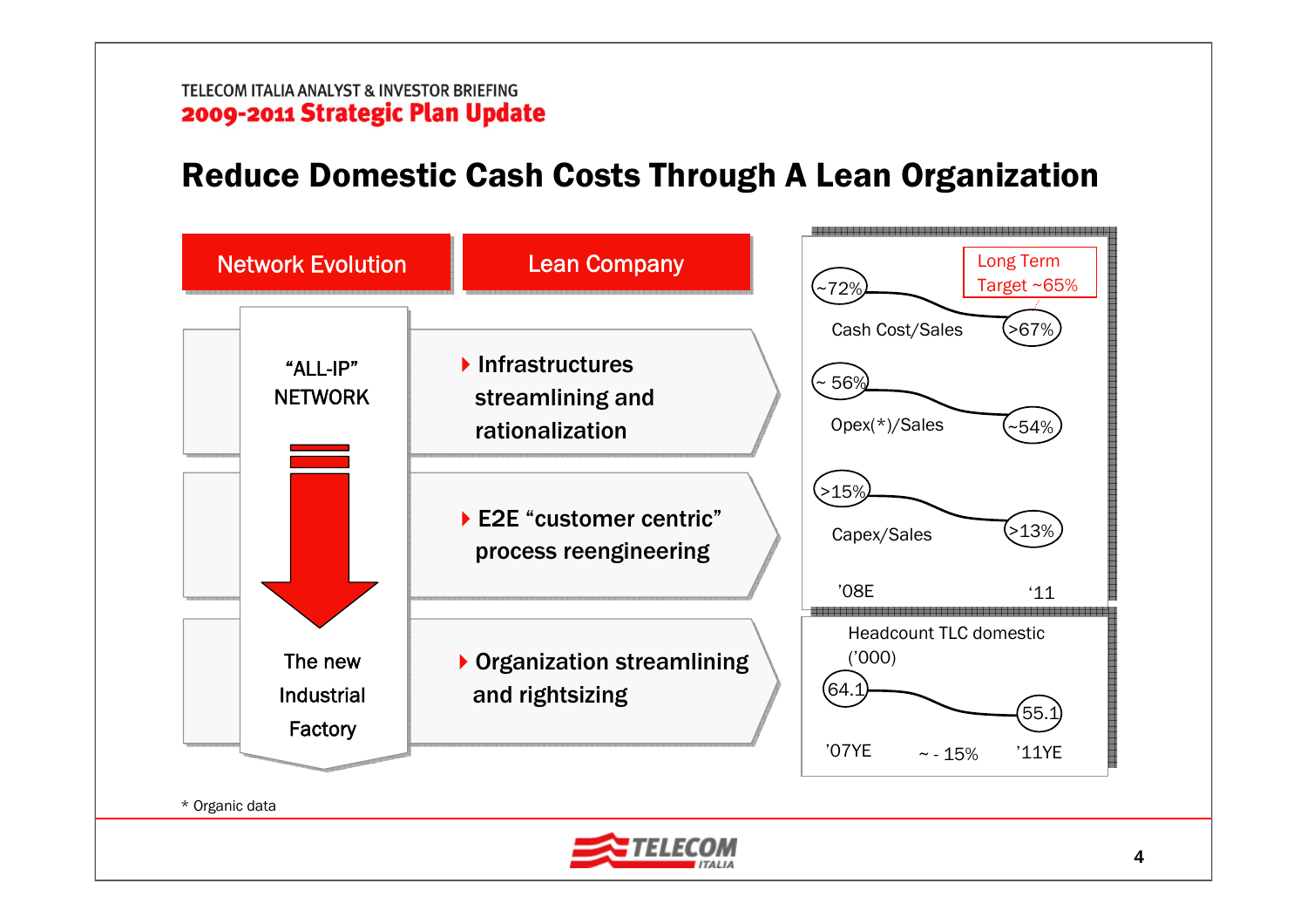# Reduce Domestic Cash Costs Through A Lean Organization

**Network Evolution** | **Lean Company**

"ALL-IP" NETWORK → The new Industrial Factory

- Infrastructures streamlining and rationalization
- E2E "customer centric" process reengineering
- Organization streamlining and rightsizing

| | '08E | '11 |
|---|---|---|
| Cash Cost/Sales | ~72% | >67% |
| Opex(*)/Sales | ~ 56% | ~54% |
| Capex/Sales | >15% | >13% |

Long Term Target ~65%

Headcount TLC domestic ('000)

| '07YE | | '11YE |
|---|---|---|
| 64.1 | ~ - 15% | 55.1 |

\* Organic data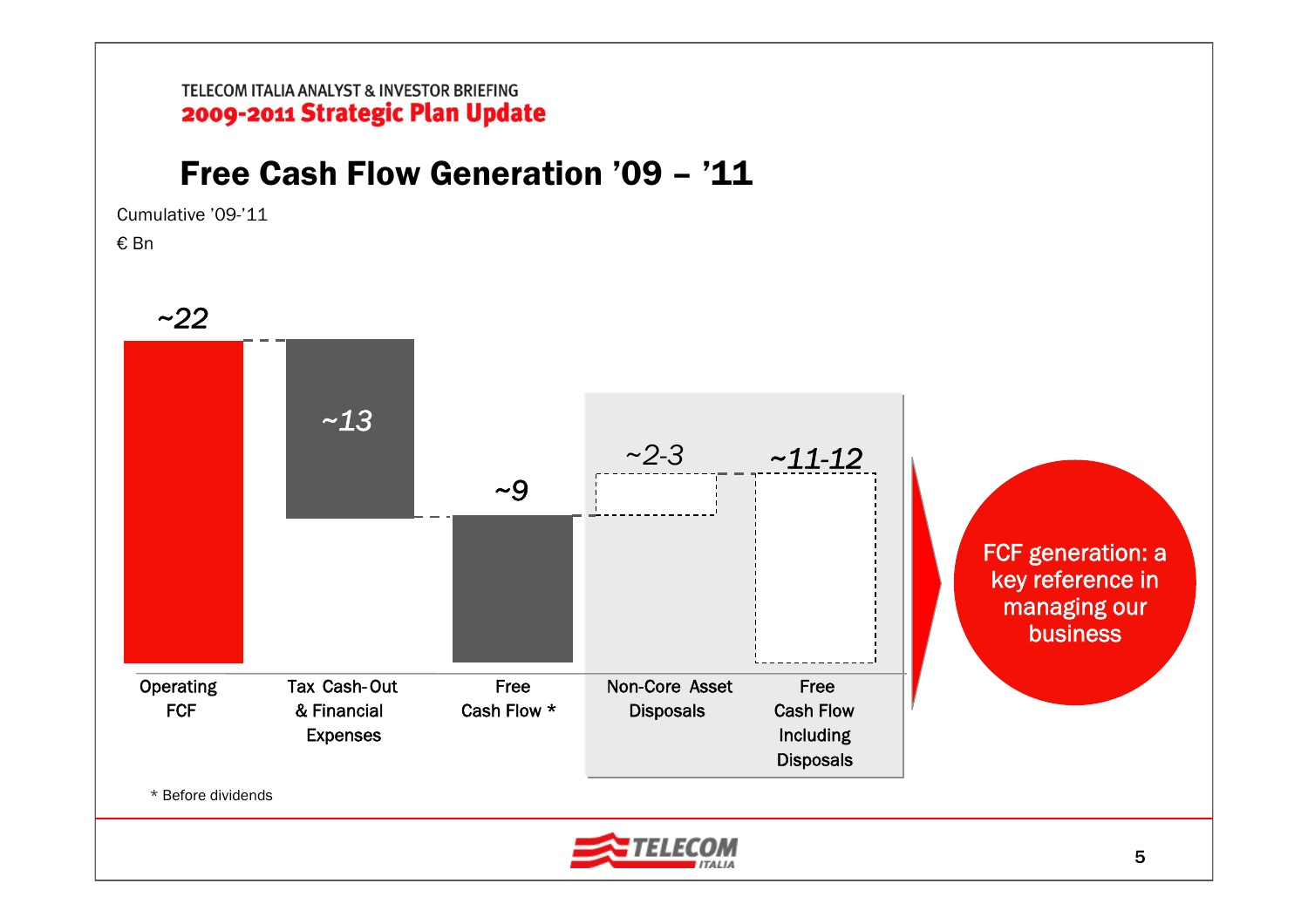TELECOM ITALIA ANALYST & INVESTOR BRIEFING

**2009-2011 Strategic Plan Update**

# Free Cash Flow Generation ’09 – ’11

Cumulative ’09-’11

€ Bn

| Operating FCF | Tax Cash-Out & Financial Expenses | Free Cash Flow * | Non-Core Asset Disposals | Free Cash Flow Including Disposals |
|---|---|---|---|---|
| ~22 | ~13 | ~9 | ~2-3 | ~11-12 |

FCF generation: a key reference in managing our business

\* Before dividends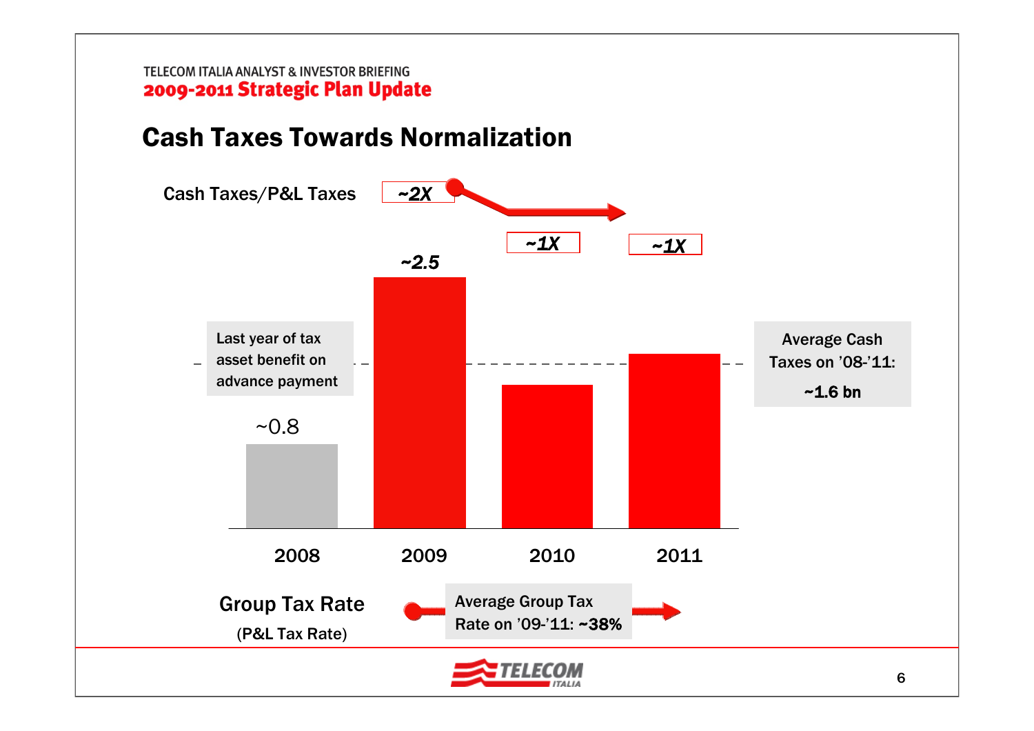TELECOM ITALIA ANALYST & INVESTOR BRIEFING
**2009-2011 Strategic Plan Update**

# Cash Taxes Towards Normalization

Cash Taxes/P&L Taxes: ~2X → ~1X → ~1X

| | 2008 | 2009 | 2010 | 2011 |
|---|---|---|---|---|
| Cash Taxes (bn) | ~0.8 | ~2.5 | | |
| Cash Taxes/P&L Taxes | | ~2X | ~1X | ~1X |

Last year of tax asset benefit on advance payment

Average Cash Taxes on '08-'11: **~1.6 bn**

Group Tax Rate (P&L Tax Rate): Average Group Tax Rate on '09-'11: **~38%**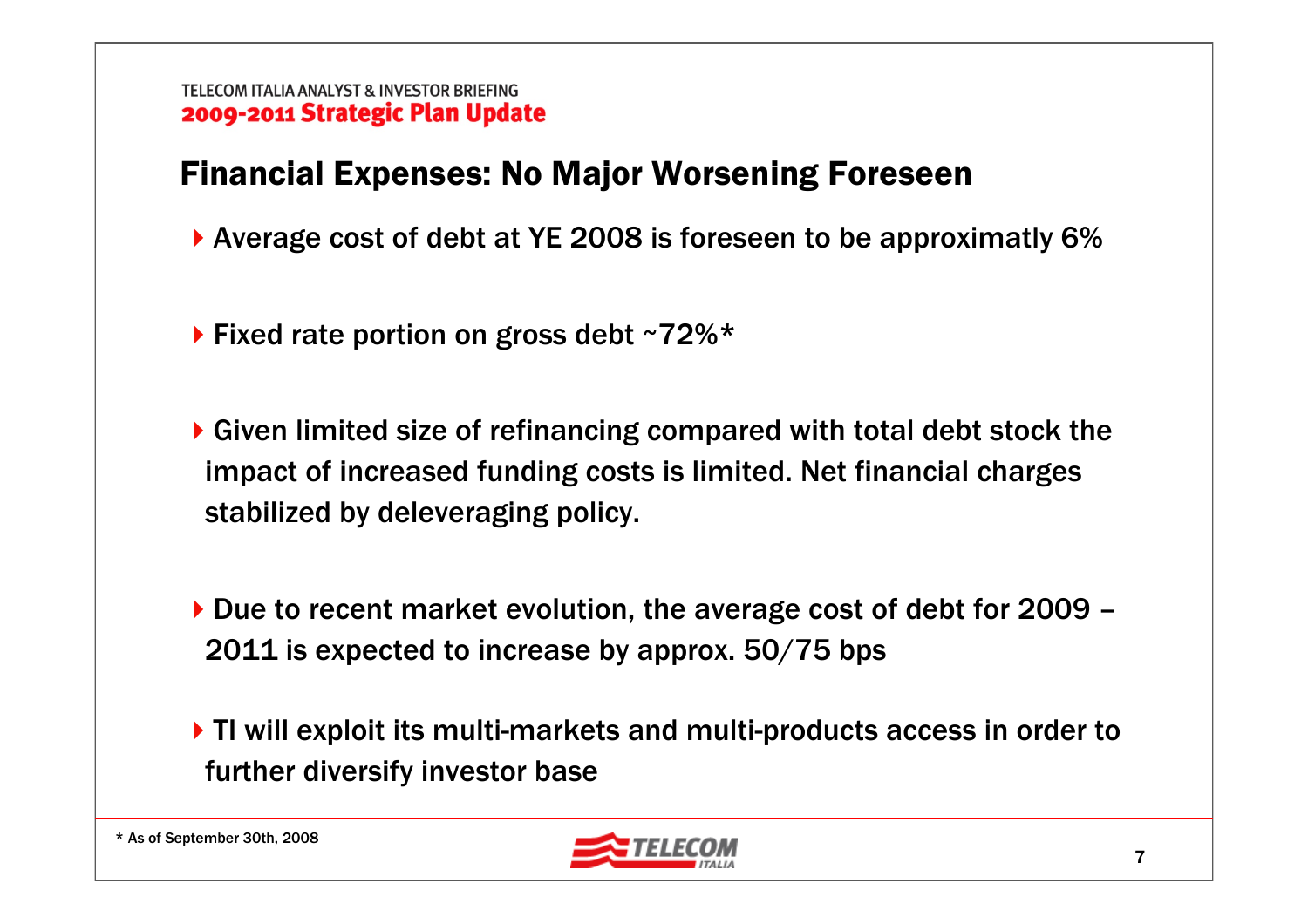# Financial Expenses: No Major Worsening Foreseen

- Average cost of debt at YE 2008 is foreseen to be approximatly 6%
- Fixed rate portion on gross debt ~72%*
- Given limited size of refinancing compared with total debt stock the impact of increased funding costs is limited. Net financial charges stabilized by deleveraging policy.
- Due to recent market evolution, the average cost of debt for 2009 – 2011 is expected to increase by approx. 50/75 bps
- TI will exploit its multi-markets and multi-products access in order to further diversify investor base

* As of September 30th, 2008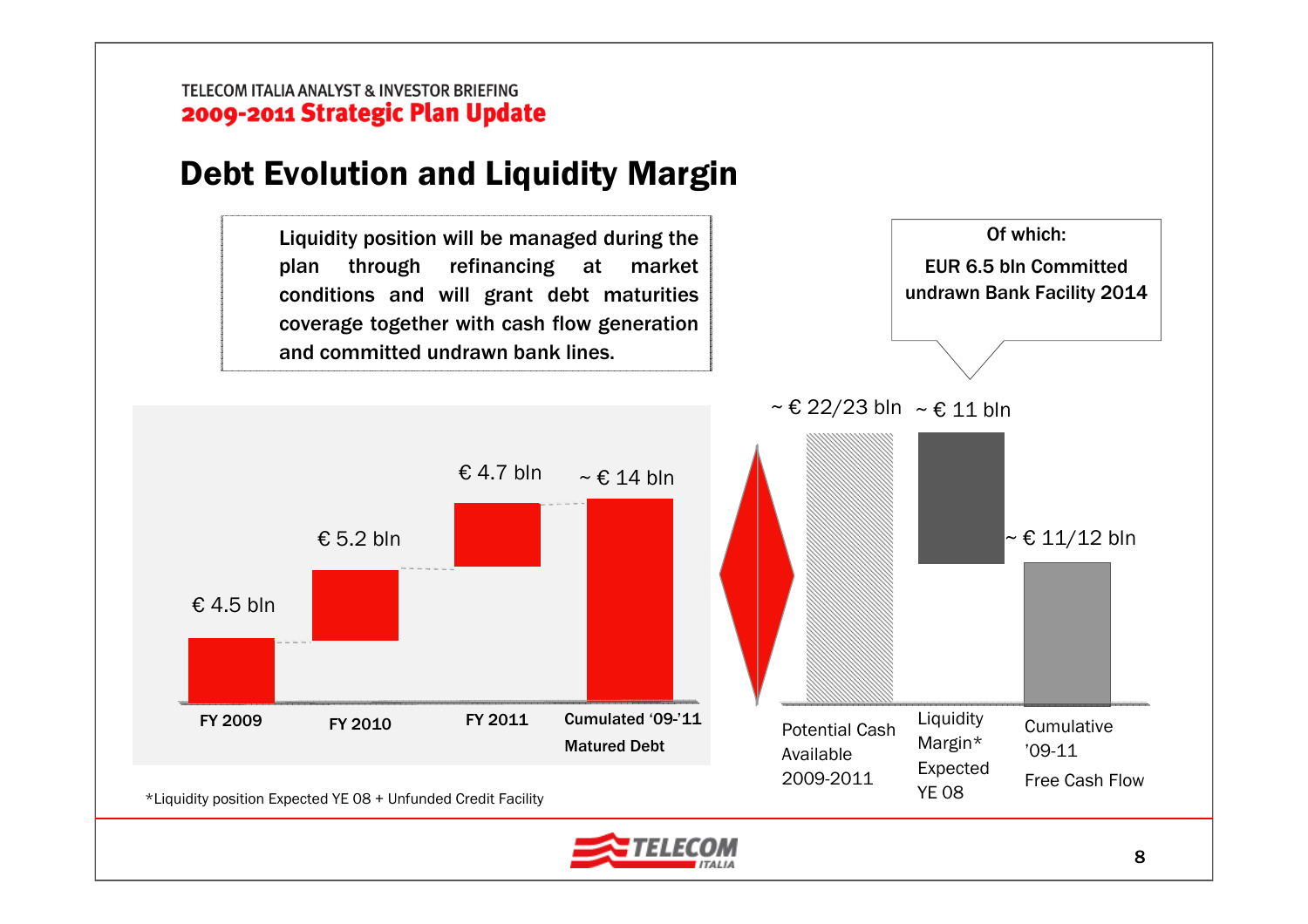TELECOM ITALIA ANALYST & INVESTOR BRIEFING

**2009-2011 Strategic Plan Update**

# Debt Evolution and Liquidity Margin

Liquidity position will be managed during the plan through refinancing at market conditions and will grant debt maturities coverage together with cash flow generation and committed undrawn bank lines.

| | FY 2009 | FY 2010 | FY 2011 | Cumulated '09-'11 Matured Debt |
|---|---|---|---|---|
| Debt | € 4.5 bln | € 5.2 bln | € 4.7 bln | ~ € 14 bln |

| | Potential Cash Available 2009-2011 | Liquidity Margin* Expected YE 08 | Cumulative '09-11 Free Cash Flow |
|---|---|---|---|
| Amount | ~ € 22/23 bln | ~ € 11 bln | ~ € 11/12 bln |

Of which:
EUR 6.5 bln Committed undrawn Bank Facility 2014

*Liquidity position Expected YE 08 + Unfunded Credit Facility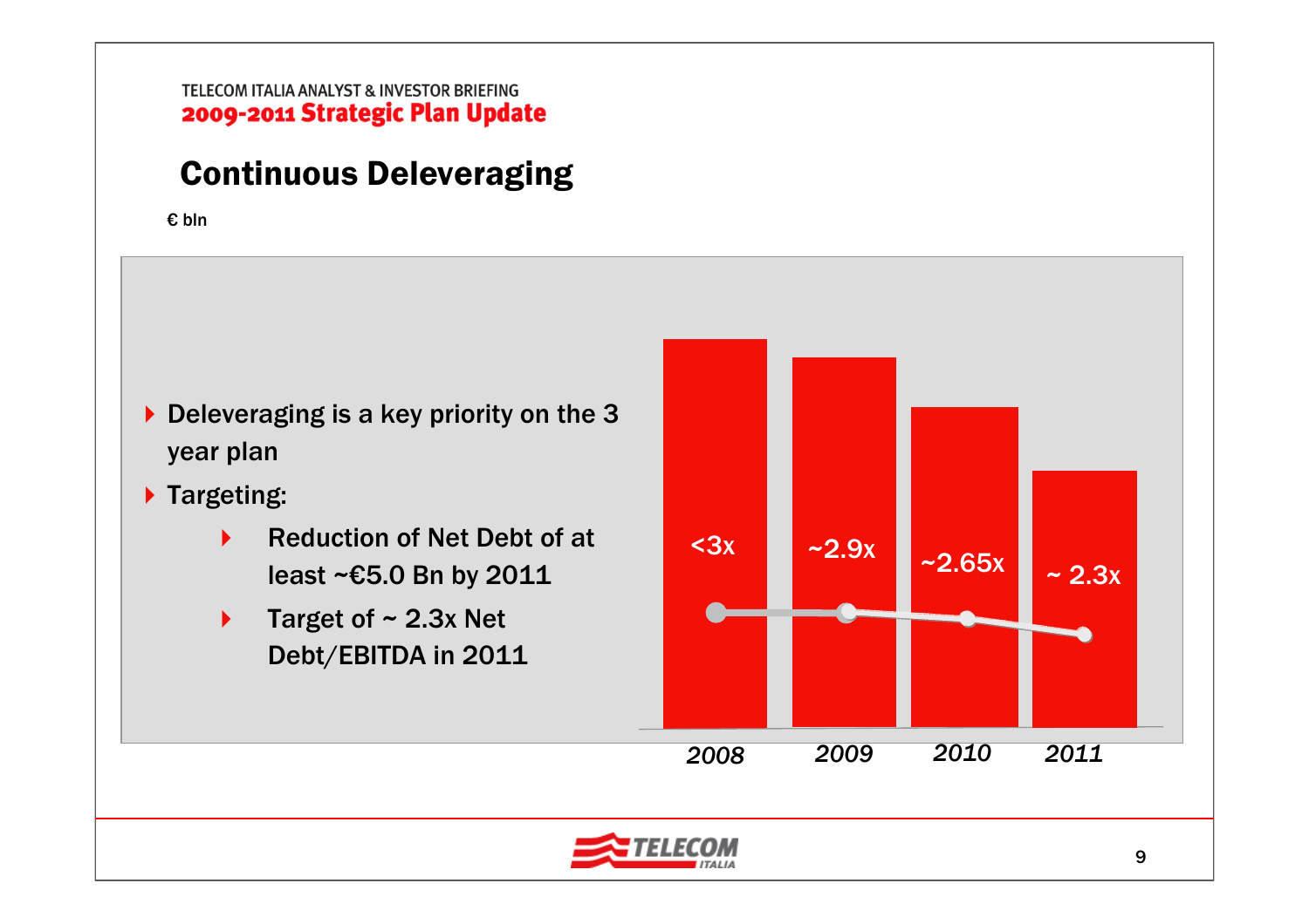TELECOM ITALIA ANALYST & INVESTOR BRIEFING

**2009-2011 Strategic Plan Update**

# Continuous Deleveraging

€ bln

- Deleveraging is a key priority on the 3 year plan
- Targeting:
  - Reduction of Net Debt of at least ~€5.0 Bn by 2011
  - Target of ~ 2.3x Net Debt/EBITDA in 2011

<3x

~2.9x

~2.65x

~ 2.3x

2008

2009

2010

2011